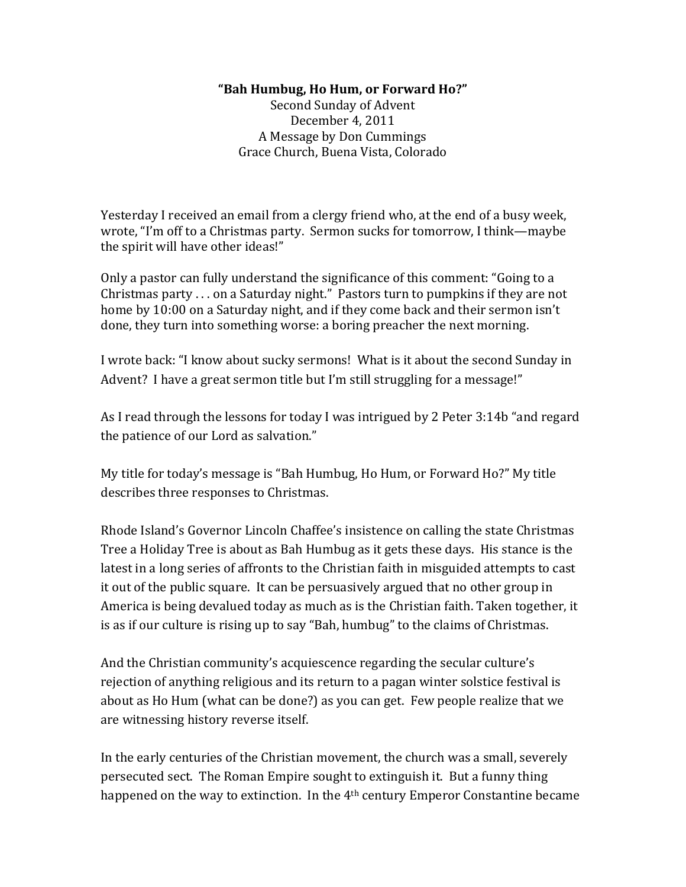**"Bah Humbug, Ho Hum, or Forward Ho?"**

Second Sunday of Advent
December 4, 2011
A Message by Don Cummings
Grace Church, Buena Vista, Colorado

Yesterday I received an email from a clergy friend who, at the end of a busy week, wrote, "I'm off to a Christmas party. Sermon sucks for tomorrow, I think—maybe the spirit will have other ideas!"

Only a pastor can fully understand the significance of this comment: "Going to a Christmas party . . . on a Saturday night." Pastors turn to pumpkins if they are not home by 10:00 on a Saturday night, and if they come back and their sermon isn't done, they turn into something worse: a boring preacher the next morning.

I wrote back: "I know about sucky sermons! What is it about the second Sunday in Advent? I have a great sermon title but I'm still struggling for a message!"

As I read through the lessons for today I was intrigued by 2 Peter 3:14b "and regard the patience of our Lord as salvation."

My title for today's message is "Bah Humbug, Ho Hum, or Forward Ho?" My title describes three responses to Christmas.

Rhode Island's Governor Lincoln Chaffee's insistence on calling the state Christmas Tree a Holiday Tree is about as Bah Humbug as it gets these days. His stance is the latest in a long series of affronts to the Christian faith in misguided attempts to cast it out of the public square. It can be persuasively argued that no other group in America is being devalued today as much as is the Christian faith. Taken together, it is as if our culture is rising up to say "Bah, humbug" to the claims of Christmas.

And the Christian community's acquiescence regarding the secular culture's rejection of anything religious and its return to a pagan winter solstice festival is about as Ho Hum (what can be done?) as you can get. Few people realize that we are witnessing history reverse itself.

In the early centuries of the Christian movement, the church was a small, severely persecuted sect. The Roman Empire sought to extinguish it. But a funny thing happened on the way to extinction. In the 4th century Emperor Constantine became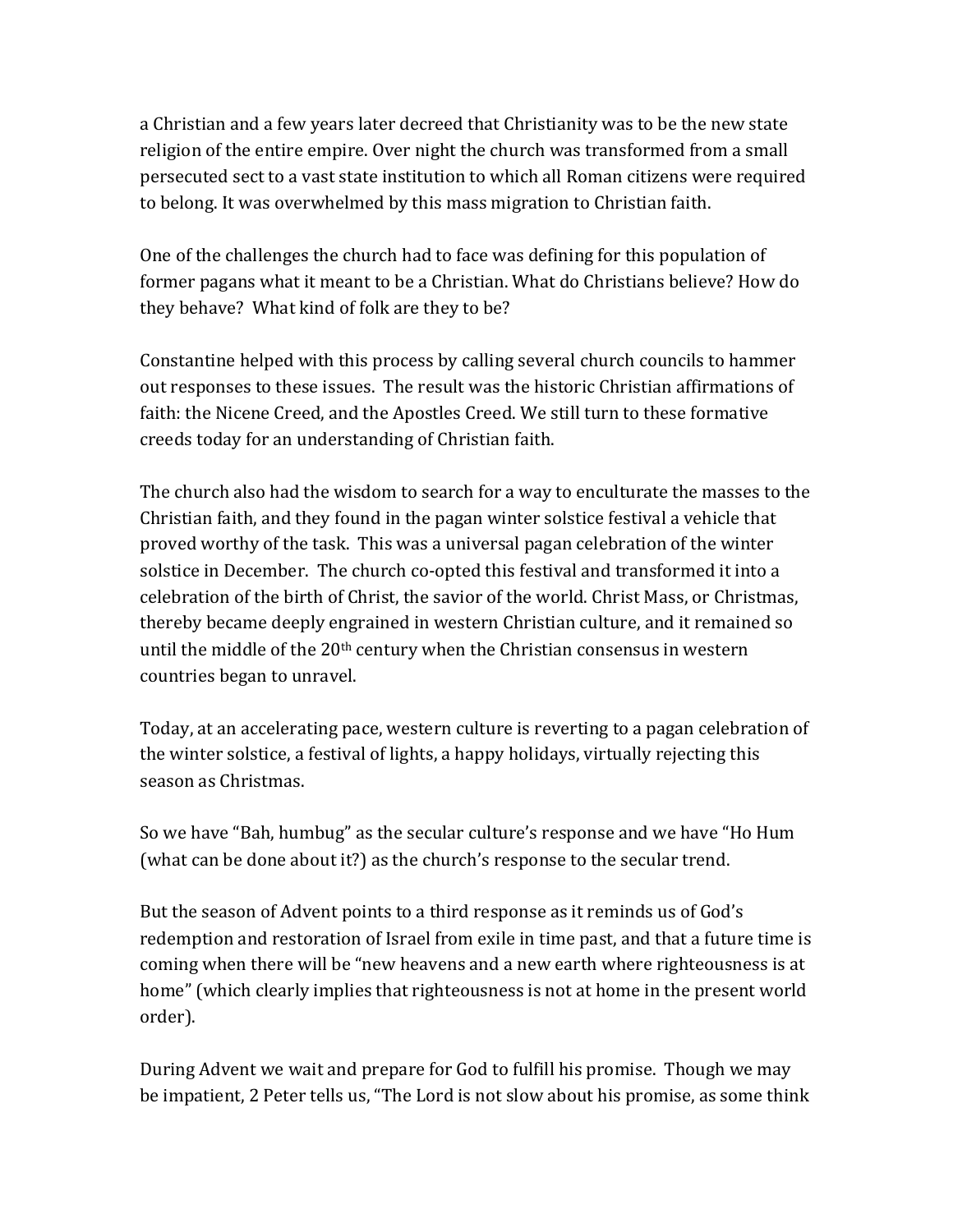a Christian and a few years later decreed that Christianity was to be the new state religion of the entire empire. Over night the church was transformed from a small persecuted sect to a vast state institution to which all Roman citizens were required to belong. It was overwhelmed by this mass migration to Christian faith.

One of the challenges the church had to face was defining for this population of former pagans what it meant to be a Christian. What do Christians believe? How do they behave? What kind of folk are they to be?

Constantine helped with this process by calling several church councils to hammer out responses to these issues. The result was the historic Christian affirmations of faith: the Nicene Creed, and the Apostles Creed. We still turn to these formative creeds today for an understanding of Christian faith.

The church also had the wisdom to search for a way to enculturate the masses to the Christian faith, and they found in the pagan winter solstice festival a vehicle that proved worthy of the task. This was a universal pagan celebration of the winter solstice in December. The church co-opted this festival and transformed it into a celebration of the birth of Christ, the savior of the world. Christ Mass, or Christmas, thereby became deeply engrained in western Christian culture, and it remained so until the middle of the 20th century when the Christian consensus in western countries began to unravel.

Today, at an accelerating pace, western culture is reverting to a pagan celebration of the winter solstice, a festival of lights, a happy holidays, virtually rejecting this season as Christmas.

So we have "Bah, humbug" as the secular culture's response and we have "Ho Hum (what can be done about it?) as the church's response to the secular trend.

But the season of Advent points to a third response as it reminds us of God's redemption and restoration of Israel from exile in time past, and that a future time is coming when there will be "new heavens and a new earth where righteousness is at home" (which clearly implies that righteousness is not at home in the present world order).

During Advent we wait and prepare for God to fulfill his promise. Though we may be impatient, 2 Peter tells us, "The Lord is not slow about his promise, as some think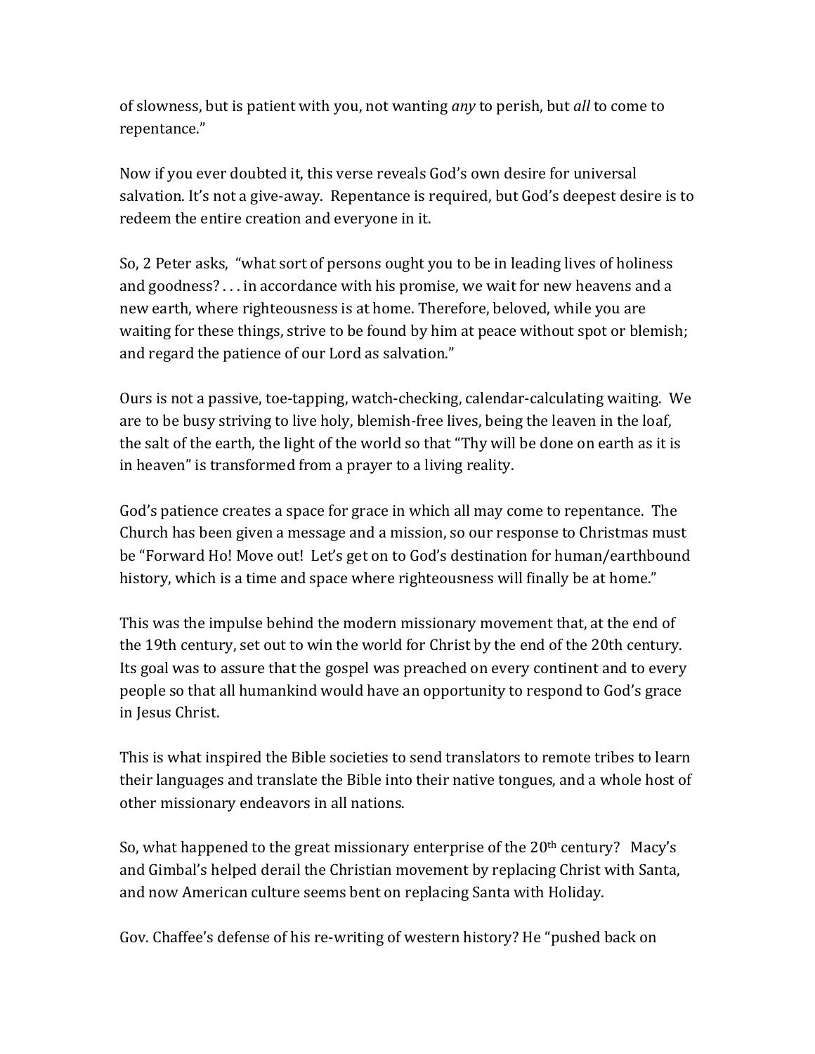of slowness, but is patient with you, not wanting *any* to perish, but *all* to come to repentance."

Now if you ever doubted it, this verse reveals God's own desire for universal salvation. It's not a give-away. Repentance is required, but God's deepest desire is to redeem the entire creation and everyone in it.

So, 2 Peter asks, "what sort of persons ought you to be in leading lives of holiness and goodness? . . . in accordance with his promise, we wait for new heavens and a new earth, where righteousness is at home. Therefore, beloved, while you are waiting for these things, strive to be found by him at peace without spot or blemish; and regard the patience of our Lord as salvation."

Ours is not a passive, toe-tapping, watch-checking, calendar-calculating waiting. We are to be busy striving to live holy, blemish-free lives, being the leaven in the loaf, the salt of the earth, the light of the world so that "Thy will be done on earth as it is in heaven" is transformed from a prayer to a living reality.

God's patience creates a space for grace in which all may come to repentance. The Church has been given a message and a mission, so our response to Christmas must be "Forward Ho! Move out! Let's get on to God's destination for human/earthbound history, which is a time and space where righteousness will finally be at home."

This was the impulse behind the modern missionary movement that, at the end of the 19th century, set out to win the world for Christ by the end of the 20th century. Its goal was to assure that the gospel was preached on every continent and to every people so that all humankind would have an opportunity to respond to God's grace in Jesus Christ.

This is what inspired the Bible societies to send translators to remote tribes to learn their languages and translate the Bible into their native tongues, and a whole host of other missionary endeavors in all nations.

So, what happened to the great missionary enterprise of the 20th century? Macy's and Gimbal's helped derail the Christian movement by replacing Christ with Santa, and now American culture seems bent on replacing Santa with Holiday.

Gov. Chaffee's defense of his re-writing of western history? He "pushed back on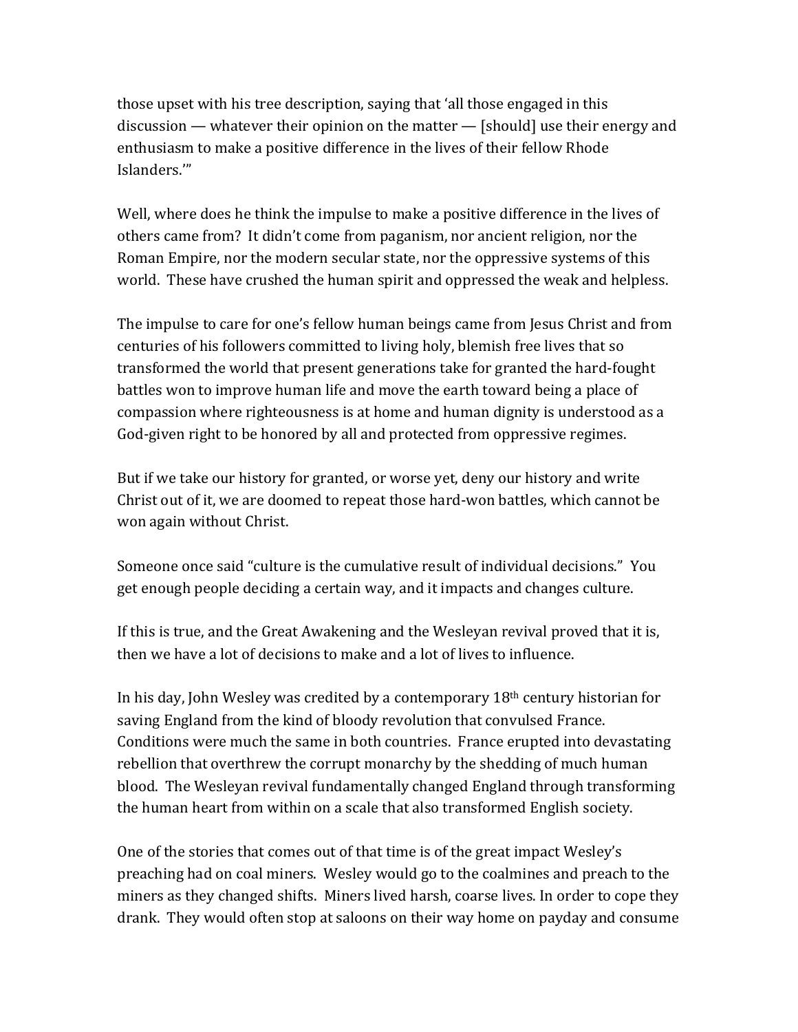those upset with his tree description, saying that 'all those engaged in this discussion — whatever their opinion on the matter — [should] use their energy and enthusiasm to make a positive difference in the lives of their fellow Rhode Islanders.'"

Well, where does he think the impulse to make a positive difference in the lives of others came from? It didn't come from paganism, nor ancient religion, nor the Roman Empire, nor the modern secular state, nor the oppressive systems of this world. These have crushed the human spirit and oppressed the weak and helpless.

The impulse to care for one's fellow human beings came from Jesus Christ and from centuries of his followers committed to living holy, blemish free lives that so transformed the world that present generations take for granted the hard-fought battles won to improve human life and move the earth toward being a place of compassion where righteousness is at home and human dignity is understood as a God-given right to be honored by all and protected from oppressive regimes.

But if we take our history for granted, or worse yet, deny our history and write Christ out of it, we are doomed to repeat those hard-won battles, which cannot be won again without Christ.

Someone once said "culture is the cumulative result of individual decisions." You get enough people deciding a certain way, and it impacts and changes culture.

If this is true, and the Great Awakening and the Wesleyan revival proved that it is, then we have a lot of decisions to make and a lot of lives to influence.

In his day, John Wesley was credited by a contemporary 18th century historian for saving England from the kind of bloody revolution that convulsed France. Conditions were much the same in both countries. France erupted into devastating rebellion that overthrew the corrupt monarchy by the shedding of much human blood. The Wesleyan revival fundamentally changed England through transforming the human heart from within on a scale that also transformed English society.

One of the stories that comes out of that time is of the great impact Wesley's preaching had on coal miners. Wesley would go to the coalmines and preach to the miners as they changed shifts. Miners lived harsh, coarse lives. In order to cope they drank. They would often stop at saloons on their way home on payday and consume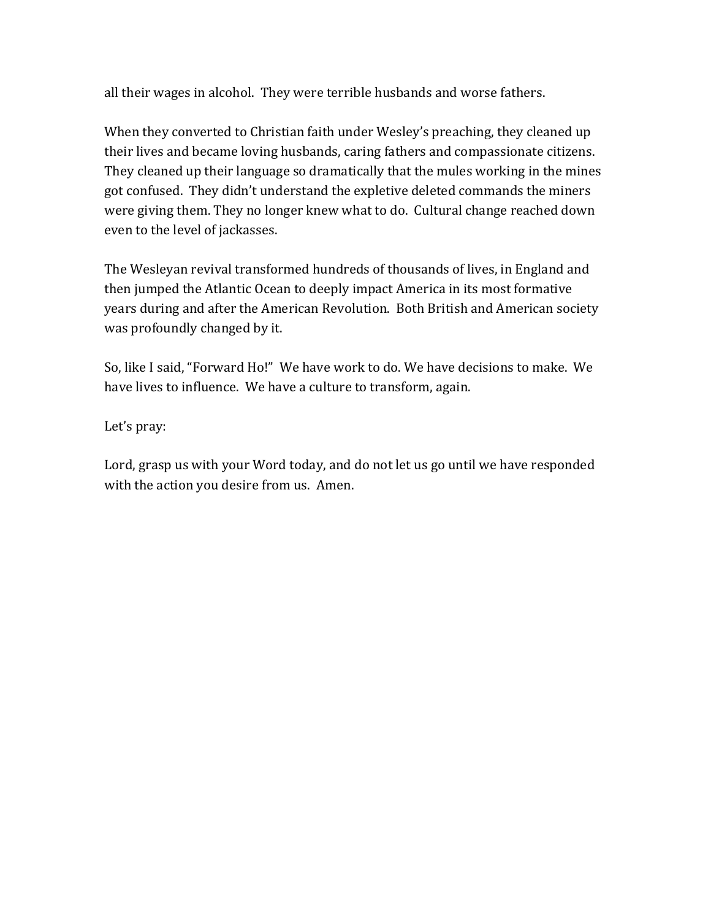all their wages in alcohol. They were terrible husbands and worse fathers.

When they converted to Christian faith under Wesley's preaching, they cleaned up their lives and became loving husbands, caring fathers and compassionate citizens. They cleaned up their language so dramatically that the mules working in the mines got confused. They didn't understand the expletive deleted commands the miners were giving them. They no longer knew what to do. Cultural change reached down even to the level of jackasses.

The Wesleyan revival transformed hundreds of thousands of lives, in England and then jumped the Atlantic Ocean to deeply impact America in its most formative years during and after the American Revolution. Both British and American society was profoundly changed by it.

So, like I said, "Forward Ho!" We have work to do. We have decisions to make. We have lives to influence. We have a culture to transform, again.

Let's pray:

Lord, grasp us with your Word today, and do not let us go until we have responded with the action you desire from us. Amen.